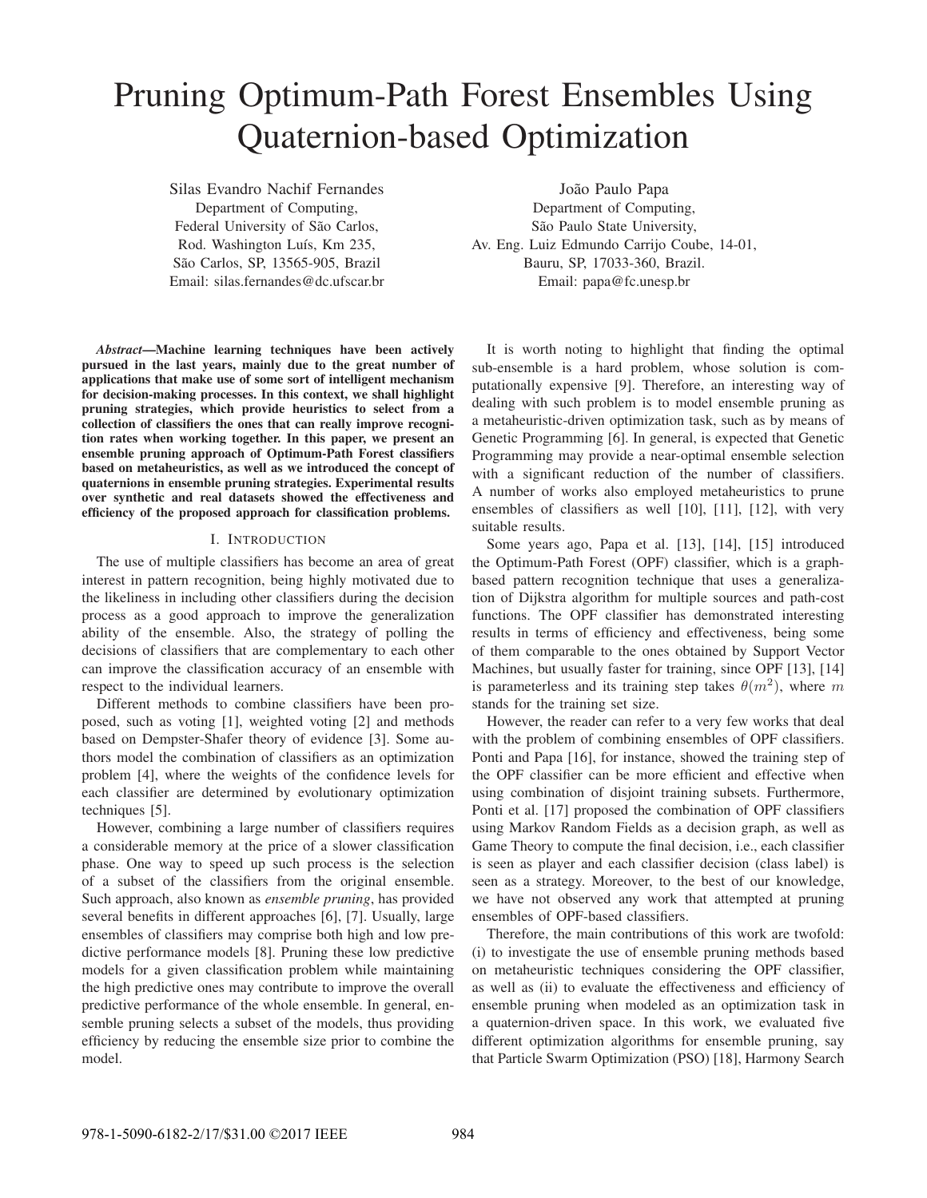# Pruning Optimum-Path Forest Ensembles Using Quaternion-based Optimization

Silas Evandro Nachif Fernandes
Department of Computing,
Federal University of São Carlos,
Rod. Washington Luís, Km 235,
São Carlos, SP, 13565-905, Brazil
Email: silas.fernandes@dc.ufscar.br

João Paulo Papa
Department of Computing,
São Paulo State University,
Av. Eng. Luiz Edmundo Carrijo Coube, 14-01,
Bauru, SP, 17033-360, Brazil.
Email: papa@fc.unesp.br

***Abstract*—Machine learning techniques have been actively pursued in the last years, mainly due to the great number of applications that make use of some sort of intelligent mechanism for decision-making processes. In this context, we shall highlight pruning strategies, which provide heuristics to select from a collection of classifiers the ones that can really improve recognition rates when working together. In this paper, we present an ensemble pruning approach of Optimum-Path Forest classifiers based on metaheuristics, as well as we introduced the concept of quaternions in ensemble pruning strategies. Experimental results over synthetic and real datasets showed the effectiveness and efficiency of the proposed approach for classification problems.**

## I. Introduction

The use of multiple classifiers has become an area of great interest in pattern recognition, being highly motivated due to the likeliness in including other classifiers during the decision process as a good approach to improve the generalization ability of the ensemble. Also, the strategy of polling the decisions of classifiers that are complementary to each other can improve the classification accuracy of an ensemble with respect to the individual learners.

Different methods to combine classifiers have been proposed, such as voting [1], weighted voting [2] and methods based on Dempster-Shafer theory of evidence [3]. Some authors model the combination of classifiers as an optimization problem [4], where the weights of the confidence levels for each classifier are determined by evolutionary optimization techniques [5].

However, combining a large number of classifiers requires a considerable memory at the price of a slower classification phase. One way to speed up such process is the selection of a subset of the classifiers from the original ensemble. Such approach, also known as *ensemble pruning*, has provided several benefits in different approaches [6], [7]. Usually, large ensembles of classifiers may comprise both high and low predictive performance models [8]. Pruning these low predictive models for a given classification problem while maintaining the high predictive ones may contribute to improve the overall predictive performance of the whole ensemble. In general, ensemble pruning selects a subset of the models, thus providing efficiency by reducing the ensemble size prior to combine the model.

It is worth noting to highlight that finding the optimal sub-ensemble is a hard problem, whose solution is computationally expensive [9]. Therefore, an interesting way of dealing with such problem is to model ensemble pruning as a metaheuristic-driven optimization task, such as by means of Genetic Programming [6]. In general, is expected that Genetic Programming may provide a near-optimal ensemble selection with a significant reduction of the number of classifiers. A number of works also employed metaheuristics to prune ensembles of classifiers as well [10], [11], [12], with very suitable results.

Some years ago, Papa et al. [13], [14], [15] introduced the Optimum-Path Forest (OPF) classifier, which is a graph-based pattern recognition technique that uses a generalization of Dijkstra algorithm for multiple sources and path-cost functions. The OPF classifier has demonstrated interesting results in terms of efficiency and effectiveness, being some of them comparable to the ones obtained by Support Vector Machines, but usually faster for training, since OPF [13], [14] is parameterless and its training step takes $\theta(m^2)$, where $m$ stands for the training set size.

However, the reader can refer to a very few works that deal with the problem of combining ensembles of OPF classifiers. Ponti and Papa [16], for instance, showed the training step of the OPF classifier can be more efficient and effective when using combination of disjoint training subsets. Furthermore, Ponti et al. [17] proposed the combination of OPF classifiers using Markov Random Fields as a decision graph, as well as Game Theory to compute the final decision, i.e., each classifier is seen as player and each classifier decision (class label) is seen as a strategy. Moreover, to the best of our knowledge, we have not observed any work that attempted at pruning ensembles of OPF-based classifiers.

Therefore, the main contributions of this work are twofold: (i) to investigate the use of ensemble pruning methods based on metaheuristic techniques considering the OPF classifier, as well as (ii) to evaluate the effectiveness and efficiency of ensemble pruning when modeled as an optimization task in a quaternion-driven space. In this work, we evaluated five different optimization algorithms for ensemble pruning, say that Particle Swarm Optimization (PSO) [18], Harmony Search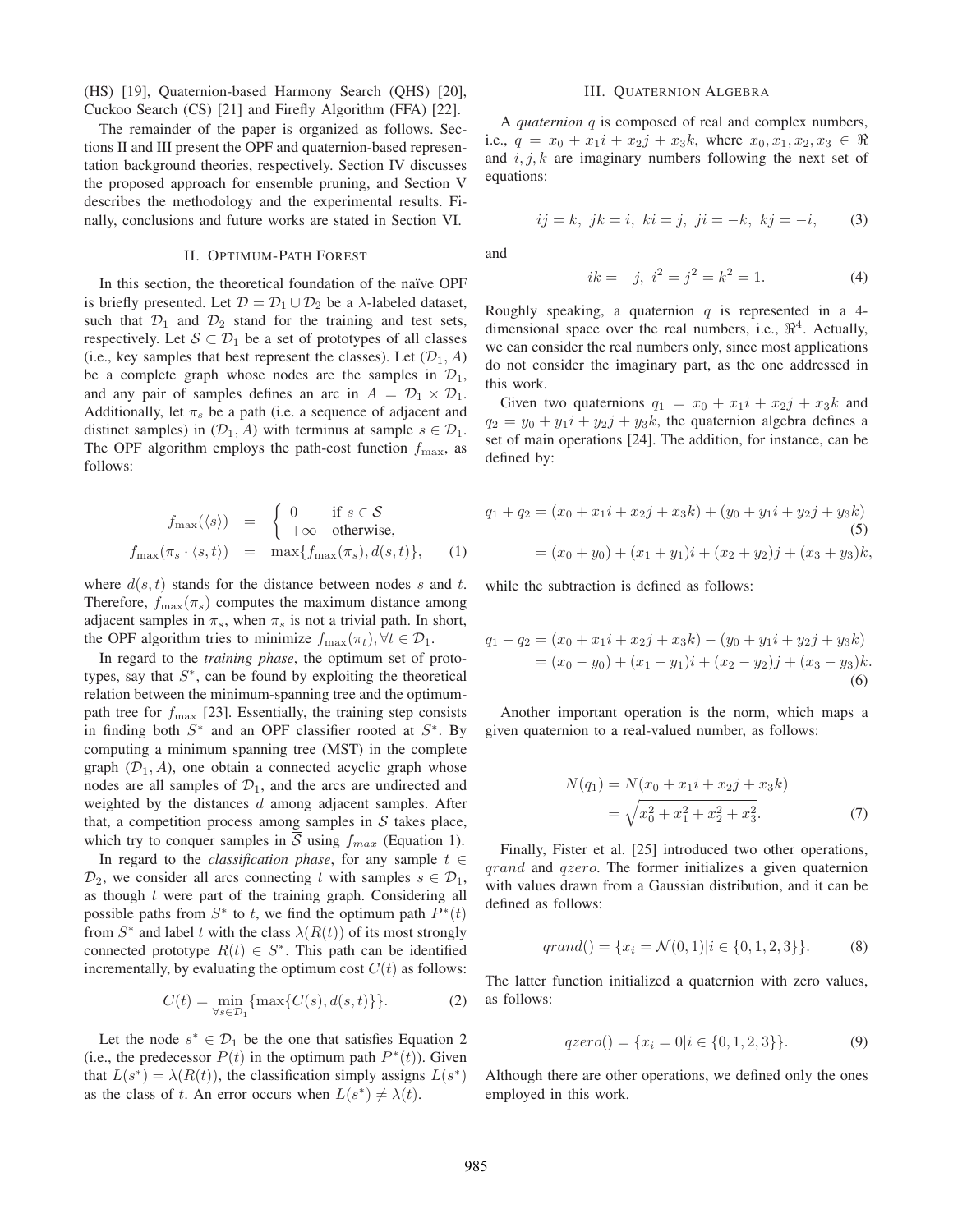(HS) [19], Quaternion-based Harmony Search (QHS) [20], Cuckoo Search (CS) [21] and Firefly Algorithm (FFA) [22].

The remainder of the paper is organized as follows. Sections II and III present the OPF and quaternion-based representation background theories, respectively. Section IV discusses the proposed approach for ensemble pruning, and Section V describes the methodology and the experimental results. Finally, conclusions and future works are stated in Section VI.

## II. Optimum-Path Forest

In this section, the theoretical foundation of the naïve OPF is briefly presented. Let $\mathcal{D} = \mathcal{D}_1 \cup \mathcal{D}_2$ be a $\lambda$-labeled dataset, such that $\mathcal{D}_1$ and $\mathcal{D}_2$ stand for the training and test sets, respectively. Let $\mathcal{S} \subset \mathcal{D}_1$ be a set of prototypes of all classes (i.e., key samples that best represent the classes). Let $(\mathcal{D}_1, A)$ be a complete graph whose nodes are the samples in $\mathcal{D}_1$, and any pair of samples defines an arc in $A = \mathcal{D}_1 \times \mathcal{D}_1$. Additionally, let $\pi_s$ be a path (i.e. a sequence of adjacent and distinct samples) in $(\mathcal{D}_1, A)$ with terminus at sample $s \in \mathcal{D}_1$. The OPF algorithm employs the path-cost function $f_{\max}$, as follows:

$$
\begin{aligned}
f_{\max}(\langle s \rangle) &= \begin{cases} 0 & \text{if } s \in \mathcal{S} \\ +\infty & \text{otherwise,} \end{cases} \\
f_{\max}(\pi_s \cdot \langle s, t \rangle) &= \max\{f_{\max}(\pi_s), d(s,t)\}, \qquad (1)
\end{aligned}
$$

where $d(s,t)$ stands for the distance between nodes $s$ and $t$. Therefore, $f_{\max}(\pi_s)$ computes the maximum distance among adjacent samples in $\pi_s$, when $\pi_s$ is not a trivial path. In short, the OPF algorithm tries to minimize $f_{\max}(\pi_t), \forall t \in \mathcal{D}_1$.

In regard to the *training phase*, the optimum set of prototypes, say that $S^*$, can be found by exploiting the theoretical relation between the minimum-spanning tree and the optimum-path tree for $f_{\max}$ [23]. Essentially, the training step consists in finding both $S^*$ and an OPF classifier rooted at $S^*$. By computing a minimum spanning tree (MST) in the complete graph $(\mathcal{D}_1, A)$, one obtain a connected acyclic graph whose nodes are all samples of $\mathcal{D}_1$, and the arcs are undirected and weighted by the distances $d$ among adjacent samples. After that, a competition process among samples in $\mathcal{S}$ takes place, which try to conquer samples in $\overline{\mathcal{S}}$ using $f_{max}$ (Equation 1).

In regard to the *classification phase*, for any sample $t \in \mathcal{D}_2$, we consider all arcs connecting $t$ with samples $s \in \mathcal{D}_1$, as though $t$ were part of the training graph. Considering all possible paths from $S^*$ to $t$, we find the optimum path $P^*(t)$ from $S^*$ and label $t$ with the class $\lambda(R(t))$ of its most strongly connected prototype $R(t) \in S^*$. This path can be identified incrementally, by evaluating the optimum cost $C(t)$ as follows:

$$
C(t) = \min_{\forall s \in \mathcal{D}_1} \{\max\{C(s), d(s,t)\}\}. \qquad (2)
$$

Let the node $s^* \in \mathcal{D}_1$ be the one that satisfies Equation 2 (i.e., the predecessor $P(t)$ in the optimum path $P^*(t)$). Given that $L(s^*) = \lambda(R(t))$, the classification simply assigns $L(s^*)$ as the class of $t$. An error occurs when $L(s^*) \neq \lambda(t)$.

## III. Quaternion Algebra

A *quaternion* $q$ is composed of real and complex numbers, i.e., $q = x_0 + x_1 i + x_2 j + x_3 k$, where $x_0, x_1, x_2, x_3 \in \Re$ and $i, j, k$ are imaginary numbers following the next set of equations:

$$
ij = k, \; jk = i, \; ki = j, \; ji = -k, \; kj = -i, \qquad (3)
$$

and

$$
ik = -j, \; i^2 = j^2 = k^2 = 1. \qquad (4)
$$

Roughly speaking, a quaternion $q$ is represented in a 4-dimensional space over the real numbers, i.e., $\Re^4$. Actually, we can consider the real numbers only, since most applications do not consider the imaginary part, as the one addressed in this work.

Given two quaternions $q_1 = x_0 + x_1 i + x_2 j + x_3 k$ and $q_2 = y_0 + y_1 i + y_2 j + y_3 k$, the quaternion algebra defines a set of main operations [24]. The addition, for instance, can be defined by:

$$
\begin{aligned}
q_1 + q_2 &= (x_0 + x_1 i + x_2 j + x_3 k) + (y_0 + y_1 i + y_2 j + y_3 k) \qquad (5) \\
&= (x_0 + y_0) + (x_1 + y_1)i + (x_2 + y_2)j + (x_3 + y_3)k,
\end{aligned}
$$

while the subtraction is defined as follows:

$$
\begin{aligned}
q_1 - q_2 &= (x_0 + x_1 i + x_2 j + x_3 k) - (y_0 + y_1 i + y_2 j + y_3 k) \\
&= (x_0 - y_0) + (x_1 - y_1)i + (x_2 - y_2)j + (x_3 - y_3)k. \qquad (6)
\end{aligned}
$$

Another important operation is the norm, which maps a given quaternion to a real-valued number, as follows:

$$
\begin{aligned}
N(q_1) &= N(x_0 + x_1 i + x_2 j + x_3 k) \\
&= \sqrt{x_0^2 + x_1^2 + x_2^2 + x_3^2}. \qquad (7)
\end{aligned}
$$

Finally, Fister et al. [25] introduced two other operations, $qrand$ and $qzero$. The former initializes a given quaternion with values drawn from a Gaussian distribution, and it can be defined as follows:

$$
qrand() = \{x_i = \mathcal{N}(0,1) | i \in \{0,1,2,3\}\}. \qquad (8)
$$

The latter function initialized a quaternion with zero values, as follows:

$$
qzero() = \{x_i = 0 | i \in \{0,1,2,3\}\}. \qquad (9)
$$

Although there are other operations, we defined only the ones employed in this work.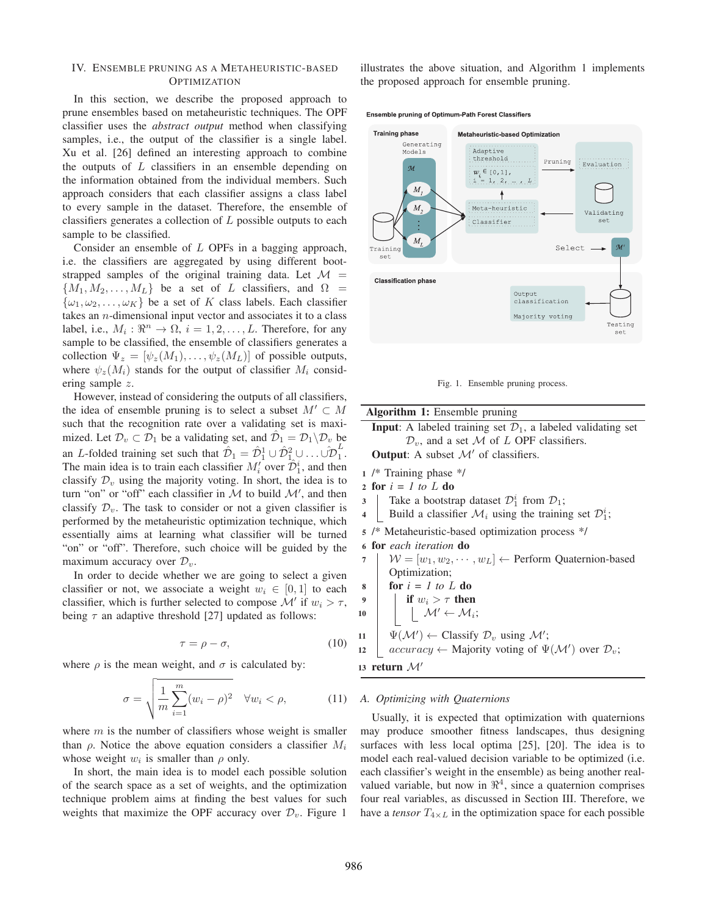## IV. Ensemble Pruning as a Metaheuristic-based Optimization

In this section, we describe the proposed approach to prune ensembles based on metaheuristic techniques. The OPF classifier uses the *abstract output* method when classifying samples, i.e., the output of the classifier is a single label. Xu et al. [26] defined an interesting approach to combine the outputs of $L$ classifiers in an ensemble depending on the information obtained from the individual members. Such approach considers that each classifier assigns a class label to every sample in the dataset. Therefore, the ensemble of classifiers generates a collection of $L$ possible outputs to each sample to be classified.

Consider an ensemble of $L$ OPFs in a bagging approach, i.e. the classifiers are aggregated by using different bootstrapped samples of the original training data. Let $\mathcal{M} = \{M_1, M_2, \ldots, M_L\}$ be a set of $L$ classifiers, and $\Omega = \{\omega_1, \omega_2, \ldots, \omega_K\}$ be a set of $K$ class labels. Each classifier takes an $n$-dimensional input vector and associates it to a class label, i.e., $M_i : \Re^n \rightarrow \Omega$, $i = 1, 2, \ldots, L$. Therefore, for any sample to be classified, the ensemble of classifiers generates a collection $\Psi_z = [\psi_z(M_1), \ldots, \psi_z(M_L)]$ of possible outputs, where $\psi_z(M_i)$ stands for the output of classifier $M_i$ considering sample $z$.

However, instead of considering the outputs of all classifiers, the idea of ensemble pruning is to select a subset $M' \subset M$ such that the recognition rate over a validating set is maximized. Let $\mathcal{D}_v \subset \mathcal{D}_1$ be a validating set, and $\hat{\mathcal{D}}_1 = \mathcal{D}_1 \backslash \mathcal{D}_v$ be an $L$-folded training set such that $\hat{\mathcal{D}}_1 = \hat{\mathcal{D}}_1^1 \cup \hat{\mathcal{D}}_1^2 \cup \ldots \cup \hat{\mathcal{D}}_1^L$. The main idea is to train each classifier $M_i'$ over $\hat{\mathcal{D}}_1^i$, and then classify $\mathcal{D}_v$ using the majority voting. In short, the idea is to turn "on" or "off" each classifier in $\mathcal{M}$ to build $\mathcal{M}'$, and then classify $\mathcal{D}_v$. The task to consider or not a given classifier is performed by the metaheuristic optimization technique, which essentially aims at learning what classifier will be turned "on" or "off". Therefore, such choice will be guided by the maximum accuracy over $\mathcal{D}_v$.

In order to decide whether we are going to select a given classifier or not, we associate a weight $w_i \in [0, 1]$ to each classifier, which is further selected to compose $\mathcal{M}'$ if $w_i > \tau$, being $\tau$ an adaptive threshold [27] updated as follows:

$$\tau = \rho - \sigma, \tag{10}$$

where $\rho$ is the mean weight, and $\sigma$ is calculated by:

$$\sigma = \sqrt{\frac{1}{m}\sum_{i=1}^{m}(w_i - \rho)^2} \quad \forall w_i < \rho, \tag{11}$$

where $m$ is the number of classifiers whose weight is smaller than $\rho$. Notice the above equation considers a classifier $M_i$ whose weight $w_i$ is smaller than $\rho$ only.

In short, the main idea is to model each possible solution of the search space as a set of weights, and the optimization technique problem aims at finding the best values for such weights that maximize the OPF accuracy over $\mathcal{D}_v$. Figure 1 illustrates the above situation, and Algorithm 1 implements the proposed approach for ensemble pruning.

Fig. 1. Ensemble pruning process.

**Algorithm 1:** Ensemble pruning

**Input**: A labeled training set $\mathcal{D}_1$, a labeled validating set $\mathcal{D}_v$, and a set $\mathcal{M}$ of $L$ OPF classifiers.
**Output**: A subset $\mathcal{M}'$ of classifiers.

```
1  /* Training phase */
2  for i = 1 to L do
3      Take a bootstrap dataset D_1^i from D_1;
4      Build a classifier M_i using the training set D_1^i;
5  /* Metaheuristic-based optimization process */
6  for each iteration do
7      W = [w_1, w_2, ..., w_L] ← Perform Quaternion-based Optimization;
8      for i = 1 to L do
9          if w_i > τ then
10             M' ← M_i;
11     Ψ(M') ← Classify D_v using M';
12     accuracy ← Majority voting of Ψ(M') over D_v;
13 return M'
```

### A. Optimizing with Quaternions

Usually, it is expected that optimization with quaternions may produce smoother fitness landscapes, thus designing surfaces with less local optima [25], [20]. The idea is to model each real-valued decision variable to be optimized (i.e. each classifier's weight in the ensemble) as being another real-valued variable, but now in $\Re^4$, since a quaternion comprises four real variables, as discussed in Section III. Therefore, we have a *tensor* $T_{4\times L}$ in the optimization space for each possible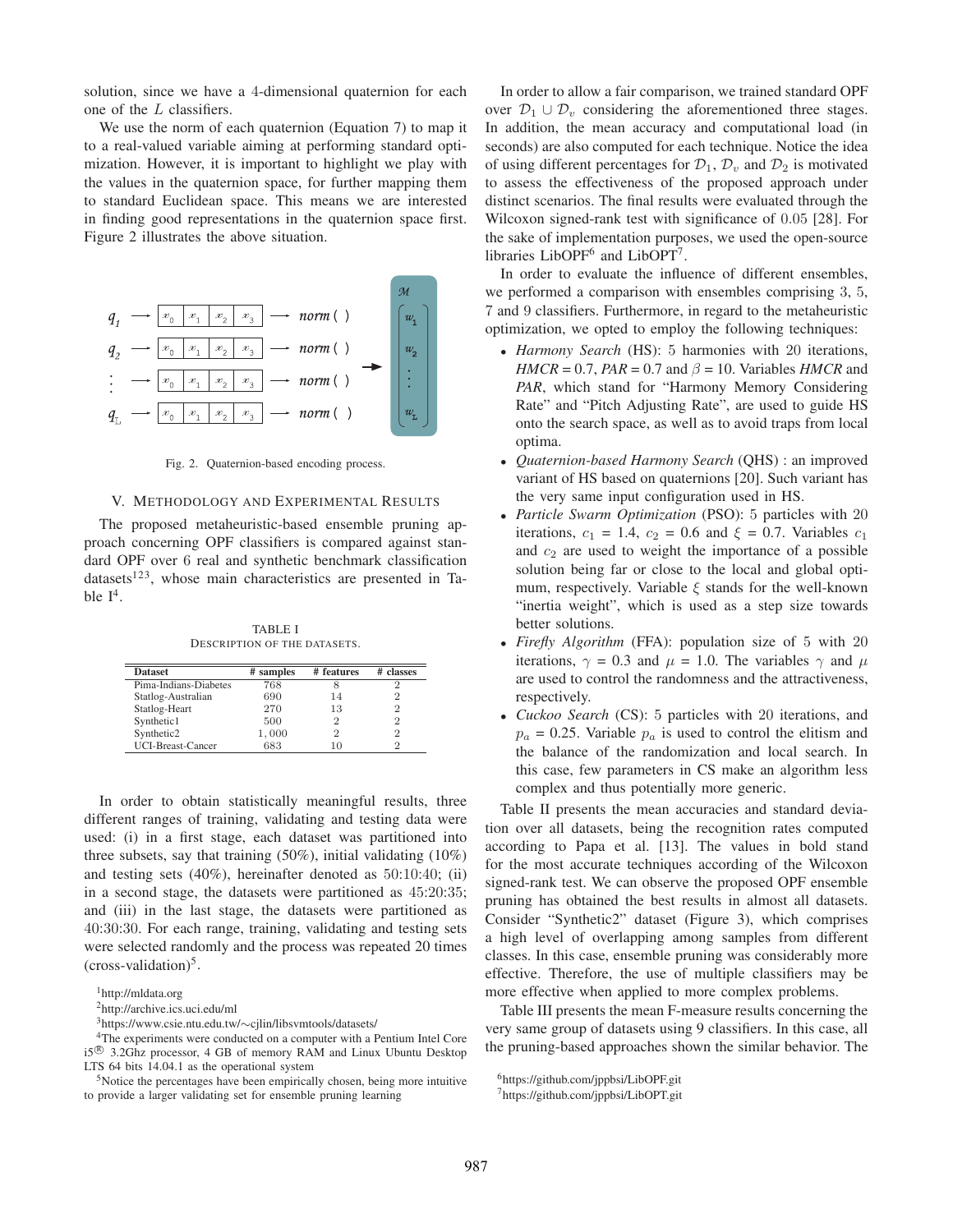solution, since we have a 4-dimensional quaternion for each one of the $L$ classifiers.

We use the norm of each quaternion (Equation 7) to map it to a real-valued variable aiming at performing standard optimization. However, it is important to highlight we play with the values in the quaternion space, for further mapping them to standard Euclidean space. This means we are interested in finding good representations in the quaternion space first. Figure 2 illustrates the above situation.

Fig. 2. Quaternion-based encoding process.

## V. Methodology and Experimental Results

The proposed metaheuristic-based ensemble pruning approach concerning OPF classifiers is compared against standard OPF over 6 real and synthetic benchmark classification datasets[1,2,3], whose main characteristics are presented in Table I[4].

TABLE I
Description of the datasets.

| Dataset | # samples | # features | # classes |
|---|---|---|---|
| Pima-Indians-Diabetes | 768 | 8 | 2 |
| Statlog-Australian | 690 | 14 | 2 |
| Statlog-Heart | 270 | 13 | 2 |
| Synthetic1 | 500 | 2 | 2 |
| Synthetic2 | 1,000 | 2 | 2 |
| UCI-Breast-Cancer | 683 | 10 | 2 |

In order to obtain statistically meaningful results, three different ranges of training, validating and testing data were used: (i) in a first stage, each dataset was partitioned into three subsets, say that training (50%), initial validating (10%) and testing sets (40%), hereinafter denoted as 50:10:40; (ii) in a second stage, the datasets were partitioned as 45:20:35; and (iii) in the last stage, the datasets were partitioned as 40:30:30. For each range, training, validating and testing sets were selected randomly and the process was repeated 20 times (cross-validation)[5].

[1] http://mldata.org

[2] http://archive.ics.uci.edu/ml

[3] https://www.csie.ntu.edu.tw/∼cjlin/libsvmtools/datasets/

[4] The experiments were conducted on a computer with a Pentium Intel Core i5® 3.2Ghz processor, 4 GB of memory RAM and Linux Ubuntu Desktop LTS 64 bits 14.04.1 as the operational system

[5] Notice the percentages have been empirically chosen, being more intuitive to provide a larger validating set for ensemble pruning learning

In order to allow a fair comparison, we trained standard OPF over $\mathcal{D}_1 \cup \mathcal{D}_v$ considering the aforementioned three stages. In addition, the mean accuracy and computational load (in seconds) are also computed for each technique. Notice the idea of using different percentages for $\mathcal{D}_1$, $\mathcal{D}_v$ and $\mathcal{D}_2$ is motivated to assess the effectiveness of the proposed approach under distinct scenarios. The final results were evaluated through the Wilcoxon signed-rank test with significance of 0.05 [28]. For the sake of implementation purposes, we used the open-source libraries LibOPF[6] and LibOPT[7].

In order to evaluate the influence of different ensembles, we performed a comparison with ensembles comprising 3, 5, 7 and 9 classifiers. Furthermore, in regard to the metaheuristic optimization, we opted to employ the following techniques:

- *Harmony Search* (HS): 5 harmonies with 20 iterations, *HMCR* = 0.7, *PAR* = 0.7 and $\beta$ = 10. Variables *HMCR* and *PAR*, which stand for "Harmony Memory Considering Rate" and "Pitch Adjusting Rate", are used to guide HS onto the search space, as well as to avoid traps from local optima.
- *Quaternion-based Harmony Search* (QHS) : an improved variant of HS based on quaternions [20]. Such variant has the very same input configuration used in HS.
- *Particle Swarm Optimization* (PSO): 5 particles with 20 iterations, $c_1$ = 1.4, $c_2$ = 0.6 and $\xi$ = 0.7. Variables $c_1$ and $c_2$ are used to weight the importance of a possible solution being far or close to the local and global optimum, respectively. Variable $\xi$ stands for the well-known "inertia weight", which is used as a step size towards better solutions.
- *Firefly Algorithm* (FFA): population size of 5 with 20 iterations, $\gamma$ = 0.3 and $\mu$ = 1.0. The variables $\gamma$ and $\mu$ are used to control the randomness and the attractiveness, respectively.
- *Cuckoo Search* (CS): 5 particles with 20 iterations, and $p_a$ = 0.25. Variable $p_a$ is used to control the elitism and the balance of the randomization and local search. In this case, few parameters in CS make an algorithm less complex and thus potentially more generic.

Table II presents the mean accuracies and standard deviation over all datasets, being the recognition rates computed according to Papa et al. [13]. The values in bold stand for the most accurate techniques according of the Wilcoxon signed-rank test. We can observe the proposed OPF ensemble pruning has obtained the best results in almost all datasets. Consider "Synthetic2" dataset (Figure 3), which comprises a high level of overlapping among samples from different classes. In this case, ensemble pruning was considerably more effective. Therefore, the use of multiple classifiers may be more effective when applied to more complex problems.

Table III presents the mean F-measure results concerning the very same group of datasets using 9 classifiers. In this case, all the pruning-based approaches shown the similar behavior. The

[6] https://github.com/jppbsi/LibOPF.git

[7] https://github.com/jppbsi/LibOPT.git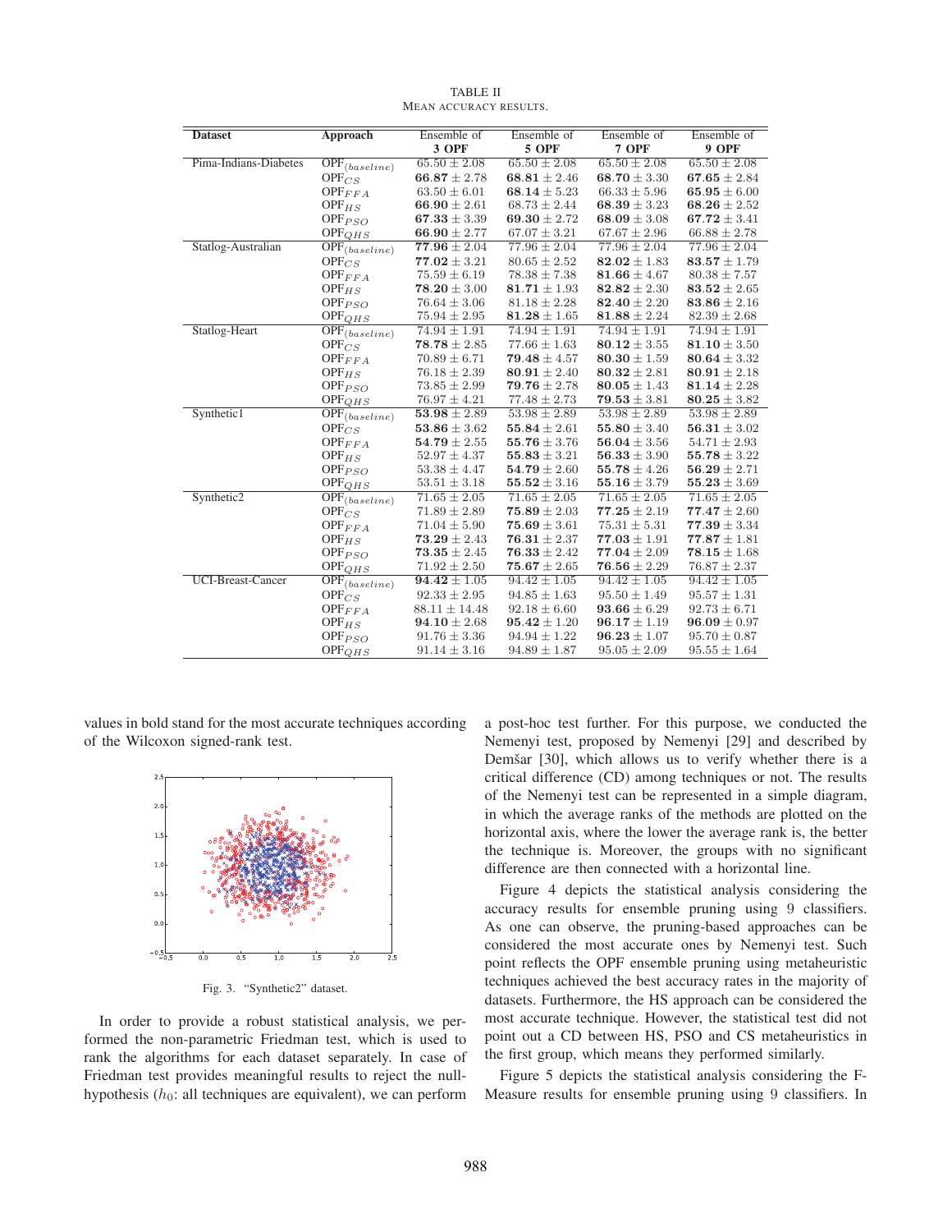TABLE II
MEAN ACCURACY RESULTS.

| Dataset | Approach | Ensemble of 3 OPF | Ensemble of 5 OPF | Ensemble of 7 OPF | Ensemble of 9 OPF |
|---|---|---|---|---|---|
| Pima-Indians-Diabetes | $OPF_{(baseline)}$ | $65.50 \pm 2.08$ | $65.50 \pm 2.08$ | $65.50 \pm 2.08$ | $65.50 \pm 2.08$ |
| | $OPF_{CS}$ | $\mathbf{66.87} \pm 2.78$ | $\mathbf{68.81} \pm 2.46$ | $\mathbf{68.70} \pm 3.30$ | $\mathbf{67.65} \pm 2.84$ |
| | $OPF_{FFA}$ | $63.50 \pm 6.01$ | $\mathbf{68.14} \pm 5.23$ | $66.33 \pm 5.96$ | $\mathbf{65.95} \pm 6.00$ |
| | $OPF_{HS}$ | $\mathbf{66.90} \pm 2.61$ | $68.73 \pm 2.44$ | $\mathbf{68.39} \pm 3.23$ | $\mathbf{68.26} \pm 2.52$ |
| | $OPF_{PSO}$ | $\mathbf{67.33} \pm 3.39$ | $\mathbf{69.30} \pm 2.72$ | $\mathbf{68.09} \pm 3.08$ | $\mathbf{67.72} \pm 3.41$ |
| | $OPF_{QHS}$ | $\mathbf{66.90} \pm 2.77$ | $67.07 \pm 3.21$ | $67.67 \pm 2.96$ | $66.88 \pm 2.78$ |
| Statlog-Australian | $OPF_{(baseline)}$ | $\mathbf{77.96} \pm 2.04$ | $77.96 \pm 2.04$ | $77.96 \pm 2.04$ | $77.96 \pm 2.04$ |
| | $OPF_{CS}$ | $\mathbf{77.02} \pm 3.21$ | $80.65 \pm 2.52$ | $\mathbf{82.02} \pm 1.83$ | $\mathbf{83.57} \pm 1.79$ |
| | $OPF_{FFA}$ | $75.59 \pm 6.19$ | $78.38 \pm 7.38$ | $\mathbf{81.66} \pm 4.67$ | $80.38 \pm 7.57$ |
| | $OPF_{HS}$ | $\mathbf{78.20} \pm 3.00$ | $\mathbf{81.71} \pm 1.93$ | $\mathbf{82.82} \pm 2.30$ | $\mathbf{83.52} \pm 2.65$ |
| | $OPF_{PSO}$ | $76.64 \pm 3.06$ | $81.18 \pm 2.28$ | $\mathbf{82.40} \pm 2.20$ | $\mathbf{83.86} \pm 2.16$ |
| | $OPF_{QHS}$ | $75.94 \pm 2.95$ | $\mathbf{81.28} \pm 1.65$ | $\mathbf{81.88} \pm 2.24$ | $82.39 \pm 2.68$ |
| Statlog-Heart | $OPF_{(baseline)}$ | $74.94 \pm 1.91$ | $74.94 \pm 1.91$ | $74.94 \pm 1.91$ | $74.94 \pm 1.91$ |
| | $OPF_{CS}$ | $\mathbf{78.78} \pm 2.85$ | $77.66 \pm 1.63$ | $\mathbf{80.12} \pm 3.55$ | $\mathbf{81.10} \pm 3.50$ |
| | $OPF_{FFA}$ | $70.89 \pm 6.71$ | $\mathbf{79.48} \pm 4.57$ | $\mathbf{80.30} \pm 1.59$ | $\mathbf{80.64} \pm 3.32$ |
| | $OPF_{HS}$ | $76.18 \pm 2.39$ | $\mathbf{80.91} \pm 2.40$ | $\mathbf{80.32} \pm 2.81$ | $\mathbf{80.91} \pm 2.18$ |
| | $OPF_{PSO}$ | $73.85 \pm 2.99$ | $\mathbf{79.76} \pm 2.78$ | $\mathbf{80.05} \pm 1.43$ | $\mathbf{81.14} \pm 2.28$ |
| | $OPF_{QHS}$ | $76.97 \pm 4.21$ | $77.48 \pm 2.73$ | $\mathbf{79.53} \pm 3.81$ | $\mathbf{80.25} \pm 3.82$ |
| Synthetic1 | $OPF_{(baseline)}$ | $\mathbf{53.98} \pm 2.89$ | $53.98 \pm 2.89$ | $53.98 \pm 2.89$ | $53.98 \pm 2.89$ |
| | $OPF_{CS}$ | $\mathbf{53.86} \pm 3.62$ | $\mathbf{55.84} \pm 2.61$ | $\mathbf{55.80} \pm 3.40$ | $\mathbf{56.31} \pm 3.02$ |
| | $OPF_{FFA}$ | $\mathbf{54.79} \pm 2.55$ | $\mathbf{55.76} \pm 3.76$ | $\mathbf{56.04} \pm 3.56$ | $54.71 \pm 2.93$ |
| | $OPF_{HS}$ | $52.97 \pm 4.37$ | $\mathbf{55.83} \pm 3.21$ | $\mathbf{56.33} \pm 3.90$ | $\mathbf{55.78} \pm 3.22$ |
| | $OPF_{PSO}$ | $53.38 \pm 4.47$ | $\mathbf{54.79} \pm 2.60$ | $\mathbf{55.78} \pm 4.26$ | $\mathbf{56.29} \pm 2.71$ |
| | $OPF_{QHS}$ | $53.51 \pm 3.18$ | $\mathbf{55.52} \pm 3.16$ | $\mathbf{55.16} \pm 3.79$ | $\mathbf{55.23} \pm 3.69$ |
| Synthetic2 | $OPF_{(baseline)}$ | $71.65 \pm 2.05$ | $71.65 \pm 2.05$ | $71.65 \pm 2.05$ | $71.65 \pm 2.05$ |
| | $OPF_{CS}$ | $71.89 \pm 2.89$ | $\mathbf{75.89} \pm 2.03$ | $\mathbf{77.25} \pm 2.19$ | $\mathbf{77.47} \pm 2.60$ |
| | $OPF_{FFA}$ | $71.04 \pm 5.90$ | $\mathbf{75.69} \pm 3.61$ | $75.31 \pm 5.31$ | $\mathbf{77.39} \pm 3.34$ |
| | $OPF_{HS}$ | $\mathbf{73.29} \pm 2.43$ | $\mathbf{76.31} \pm 2.37$ | $\mathbf{77.03} \pm 1.91$ | $\mathbf{77.87} \pm 1.81$ |
| | $OPF_{PSO}$ | $\mathbf{73.35} \pm 2.45$ | $\mathbf{76.33} \pm 2.42$ | $\mathbf{77.04} \pm 2.09$ | $\mathbf{78.15} \pm 1.68$ |
| | $OPF_{QHS}$ | $71.92 \pm 2.50$ | $\mathbf{75.67} \pm 2.65$ | $\mathbf{76.56} \pm 2.29$ | $76.87 \pm 2.37$ |
| UCI-Breast-Cancer | $OPF_{(baseline)}$ | $\mathbf{94.42} \pm 1.05$ | $94.42 \pm 1.05$ | $94.42 \pm 1.05$ | $94.42 \pm 1.05$ |
| | $OPF_{CS}$ | $92.33 \pm 2.95$ | $94.85 \pm 1.63$ | $95.50 \pm 1.49$ | $95.57 \pm 1.31$ |
| | $OPF_{FFA}$ | $88.11 \pm 14.48$ | $92.18 \pm 6.60$ | $\mathbf{93.66} \pm 6.29$ | $92.73 \pm 6.71$ |
| | $OPF_{HS}$ | $\mathbf{94.10} \pm 2.68$ | $\mathbf{95.42} \pm 1.20$ | $\mathbf{96.17} \pm 1.19$ | $\mathbf{96.09} \pm 0.97$ |
| | $OPF_{PSO}$ | $91.76 \pm 3.36$ | $94.94 \pm 1.22$ | $\mathbf{96.23} \pm 1.07$ | $95.70 \pm 0.87$ |
| | $OPF_{QHS}$ | $91.14 \pm 3.16$ | $94.89 \pm 1.87$ | $95.05 \pm 2.09$ | $95.55 \pm 1.64$ |

values in bold stand for the most accurate techniques according of the Wilcoxon signed-rank test.

Fig. 3. "Synthetic2" dataset.

In order to provide a robust statistical analysis, we performed the non-parametric Friedman test, which is used to rank the algorithms for each dataset separately. In case of Friedman test provides meaningful results to reject the null-hypothesis ($h_0$: all techniques are equivalent), we can perform a post-hoc test further. For this purpose, we conducted the Nemenyi test, proposed by Nemenyi [29] and described by Demšar [30], which allows us to verify whether there is a critical difference (CD) among techniques or not. The results of the Nemenyi test can be represented in a simple diagram, in which the average ranks of the methods are plotted on the horizontal axis, where the lower the average rank is, the better the technique is. Moreover, the groups with no significant difference are then connected with a horizontal line.

Figure 4 depicts the statistical analysis considering the accuracy results for ensemble pruning using 9 classifiers. As one can observe, the pruning-based approaches can be considered the most accurate ones by Nemenyi test. Such point reflects the OPF ensemble pruning using metaheuristic techniques achieved the best accuracy rates in the majority of datasets. Furthermore, the HS approach can be considered the most accurate technique. However, the statistical test did not point out a CD between HS, PSO and CS metaheuristics in the first group, which means they performed similarly.

Figure 5 depicts the statistical analysis considering the F-Measure results for ensemble pruning using 9 classifiers. In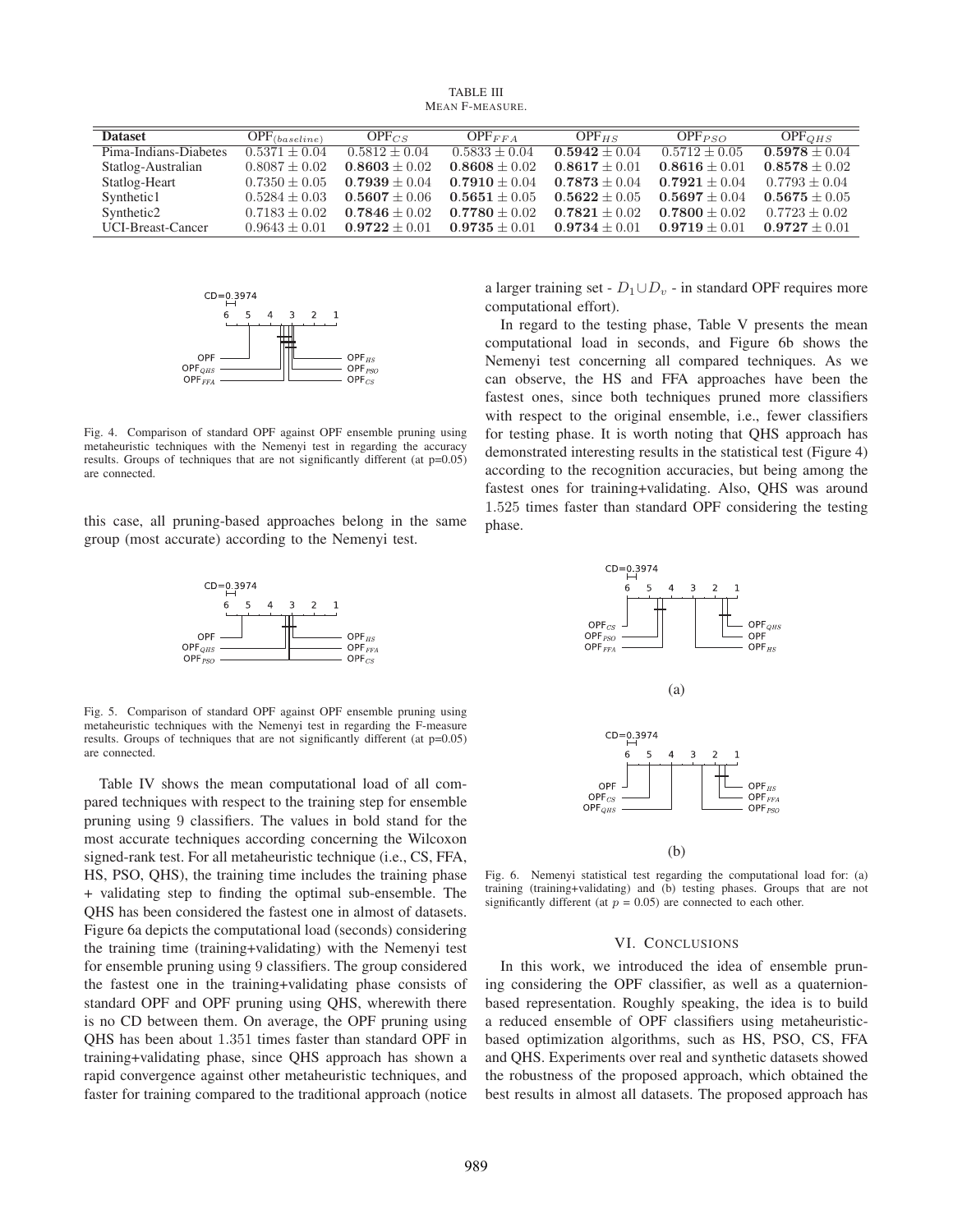TABLE III
MEAN F-MEASURE.

| Dataset | $OPF_{(baseline)}$ | $OPF_{CS}$ | $OPF_{FFA}$ | $OPF_{HS}$ | $OPF_{PSO}$ | $OPF_{QHS}$ |
|---|---|---|---|---|---|---|
| Pima-Indians-Diabetes | $0.5371 \pm 0.04$ | $0.5812 \pm 0.04$ | $0.5833 \pm 0.04$ | $\mathbf{0.5942 \pm 0.04}$ | $0.5712 \pm 0.05$ | $\mathbf{0.5978 \pm 0.04}$ |
| Statlog-Australian | $0.8087 \pm 0.02$ | $\mathbf{0.8603 \pm 0.02}$ | $\mathbf{0.8608 \pm 0.02}$ | $\mathbf{0.8617 \pm 0.01}$ | $\mathbf{0.8616 \pm 0.01}$ | $\mathbf{0.8578 \pm 0.02}$ |
| Statlog-Heart | $0.7350 \pm 0.05$ | $\mathbf{0.7939 \pm 0.04}$ | $\mathbf{0.7910 \pm 0.04}$ | $\mathbf{0.7873 \pm 0.04}$ | $\mathbf{0.7921 \pm 0.04}$ | $0.7793 \pm 0.04$ |
| Synthetic1 | $0.5284 \pm 0.03$ | $\mathbf{0.5607 \pm 0.06}$ | $\mathbf{0.5651 \pm 0.05}$ | $\mathbf{0.5622 \pm 0.05}$ | $\mathbf{0.5697 \pm 0.04}$ | $\mathbf{0.5675 \pm 0.05}$ |
| Synthetic2 | $0.7183 \pm 0.02$ | $\mathbf{0.7846 \pm 0.02}$ | $\mathbf{0.7780 \pm 0.02}$ | $\mathbf{0.7821 \pm 0.02}$ | $\mathbf{0.7800 \pm 0.02}$ | $0.7723 \pm 0.02$ |
| UCI-Breast-Cancer | $0.9643 \pm 0.01$ | $\mathbf{0.9722 \pm 0.01}$ | $\mathbf{0.9735 \pm 0.01}$ | $\mathbf{0.9734 \pm 0.01}$ | $\mathbf{0.9719 \pm 0.01}$ | $\mathbf{0.9727 \pm 0.01}$ |

Fig. 4. Comparison of standard OPF against OPF ensemble pruning using metaheuristic techniques with the Nemenyi test in regarding the accuracy results. Groups of techniques that are not significantly different (at p=0.05) are connected.

this case, all pruning-based approaches belong in the same group (most accurate) according to the Nemenyi test.

Fig. 5. Comparison of standard OPF against OPF ensemble pruning using metaheuristic techniques with the Nemenyi test in regarding the F-measure results. Groups of techniques that are not significantly different (at p=0.05) are connected.

Table IV shows the mean computational load of all compared techniques with respect to the training step for ensemble pruning using 9 classifiers. The values in bold stand for the most accurate techniques according concerning the Wilcoxon signed-rank test. For all metaheuristic technique (i.e., CS, FFA, HS, PSO, QHS), the training time includes the training phase + validating step to finding the optimal sub-ensemble. The QHS has been considered the fastest one in almost of datasets. Figure 6a depicts the computational load (seconds) considering the training time (training+validating) with the Nemenyi test for ensemble pruning using 9 classifiers. The group considered the fastest one in the training+validating phase consists of standard OPF and OPF pruning using QHS, wherewith there is no CD between them. On average, the OPF pruning using QHS has been about 1.351 times faster than standard OPF in training+validating phase, since QHS approach has shown a rapid convergence against other metaheuristic techniques, and faster for training compared to the traditional approach (notice a larger training set - $D_1 \cup D_v$ - in standard OPF requires more computational effort).

In regard to the testing phase, Table V presents the mean computational load in seconds, and Figure 6b shows the Nemenyi test concerning all compared techniques. As we can observe, the HS and FFA approaches have been the fastest ones, since both techniques pruned more classifiers with respect to the original ensemble, i.e., fewer classifiers for testing phase. It is worth noting that QHS approach has demonstrated interesting results in the statistical test (Figure 4) according to the recognition accuracies, but being among the fastest ones for training+validating. Also, QHS was around 1.525 times faster than standard OPF considering the testing phase.

(a)

(b)

Fig. 6. Nemenyi statistical test regarding the computational load for: (a) training (training+validating) and (b) testing phases. Groups that are not significantly different (at $p$ = 0.05) are connected to each other.

## VI. CONCLUSIONS

In this work, we introduced the idea of ensemble pruning considering the OPF classifier, as well as a quaternion-based representation. Roughly speaking, the idea is to build a reduced ensemble of OPF classifiers using metaheuristic-based optimization algorithms, such as HS, PSO, CS, FFA and QHS. Experiments over real and synthetic datasets showed the robustness of the proposed approach, which obtained the best results in almost all datasets. The proposed approach has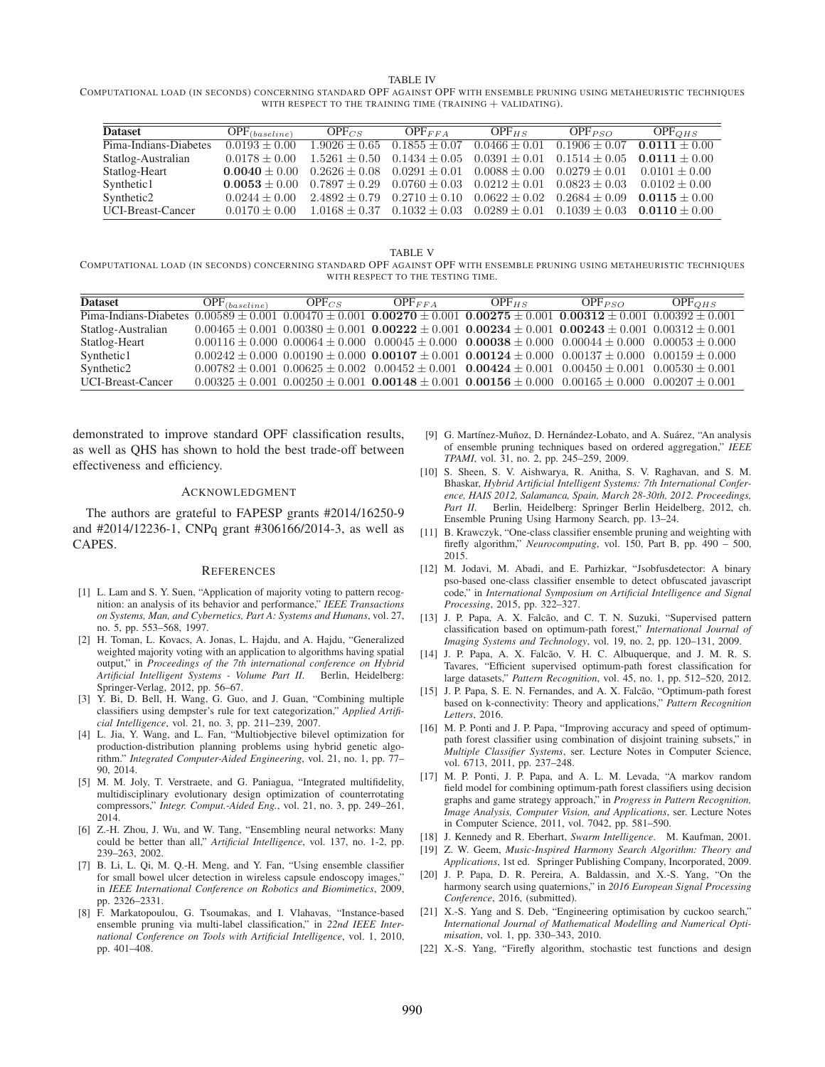TABLE IV

COMPUTATIONAL LOAD (IN SECONDS) CONCERNING STANDARD OPF AGAINST OPF WITH ENSEMBLE PRUNING USING METAHEURISTIC TECHNIQUES WITH RESPECT TO THE TRAINING TIME (TRAINING + VALIDATING).

| Dataset | $\text{OPF}_{(baseline)}$ | $\text{OPF}_{CS}$ | $\text{OPF}_{FFA}$ | $\text{OPF}_{HS}$ | $\text{OPF}_{PSO}$ | $\text{OPF}_{QHS}$ |
|---|---|---|---|---|---|---|
| Pima-Indians-Diabetes | $0.0193 \pm 0.00$ | $1.9026 \pm 0.65$ | $0.1855 \pm 0.07$ | $0.0466 \pm 0.01$ | $0.1906 \pm 0.07$ | $\mathbf{0.0111 \pm 0.00}$ |
| Statlog-Australian | $0.0178 \pm 0.00$ | $1.5261 \pm 0.50$ | $0.1434 \pm 0.05$ | $0.0391 \pm 0.01$ | $0.1514 \pm 0.05$ | $\mathbf{0.0111 \pm 0.00}$ |
| Statlog-Heart | $\mathbf{0.0040 \pm 0.00}$ | $0.2626 \pm 0.08$ | $0.0291 \pm 0.01$ | $0.0088 \pm 0.00$ | $0.0279 \pm 0.01$ | $0.0101 \pm 0.00$ |
| Synthetic1 | $\mathbf{0.0053 \pm 0.00}$ | $0.7897 \pm 0.29$ | $0.0760 \pm 0.03$ | $0.0212 \pm 0.01$ | $0.0823 \pm 0.03$ | $0.0102 \pm 0.00$ |
| Synthetic2 | $0.0244 \pm 0.00$ | $2.4892 \pm 0.79$ | $0.2710 \pm 0.10$ | $0.0622 \pm 0.02$ | $0.2684 \pm 0.09$ | $\mathbf{0.0115 \pm 0.00}$ |
| UCI-Breast-Cancer | $0.0170 \pm 0.00$ | $1.0168 \pm 0.37$ | $0.1032 \pm 0.03$ | $0.0289 \pm 0.01$ | $0.1039 \pm 0.03$ | $\mathbf{0.0110 \pm 0.00}$ |

TABLE V

COMPUTATIONAL LOAD (IN SECONDS) CONCERNING STANDARD OPF AGAINST OPF WITH ENSEMBLE PRUNING USING METAHEURISTIC TECHNIQUES WITH RESPECT TO THE TESTING TIME.

| Dataset | $\text{OPF}_{(baseline)}$ | $\text{OPF}_{CS}$ | $\text{OPF}_{FFA}$ | $\text{OPF}_{HS}$ | $\text{OPF}_{PSO}$ | $\text{OPF}_{QHS}$ |
|---|---|---|---|---|---|---|
| Pima-Indians-Diabetes | $0.00589 \pm 0.001$ | $0.00470 \pm 0.001$ | $\mathbf{0.00270 \pm 0.001}$ | $\mathbf{0.00275 \pm 0.001}$ | $\mathbf{0.00312 \pm 0.001}$ | $0.00392 \pm 0.001$ |
| Statlog-Australian | $0.00465 \pm 0.001$ | $0.00380 \pm 0.001$ | $\mathbf{0.00222 \pm 0.001}$ | $\mathbf{0.00234 \pm 0.001}$ | $\mathbf{0.00243 \pm 0.001}$ | $0.00312 \pm 0.001$ |
| Statlog-Heart | $0.00116 \pm 0.000$ | $0.00064 \pm 0.000$ | $0.00045 \pm 0.000$ | $\mathbf{0.00038 \pm 0.000}$ | $0.00044 \pm 0.000$ | $0.00053 \pm 0.000$ |
| Synthetic1 | $0.00242 \pm 0.000$ | $0.00190 \pm 0.000$ | $\mathbf{0.00107 \pm 0.001}$ | $\mathbf{0.00124 \pm 0.000}$ | $0.00137 \pm 0.000$ | $0.00159 \pm 0.000$ |
| Synthetic2 | $0.00782 \pm 0.001$ | $0.00625 \pm 0.002$ | $0.00452 \pm 0.001$ | $\mathbf{0.00424 \pm 0.001}$ | $0.00450 \pm 0.001$ | $0.00530 \pm 0.001$ |
| UCI-Breast-Cancer | $0.00325 \pm 0.001$ | $0.00250 \pm 0.001$ | $\mathbf{0.00148 \pm 0.001}$ | $\mathbf{0.00156 \pm 0.000}$ | $0.00165 \pm 0.000$ | $0.00207 \pm 0.001$ |

demonstrated to improve standard OPF classification results, as well as QHS has shown to hold the best trade-off between effectiveness and efficiency.

## ACKNOWLEDGMENT

The authors are grateful to FAPESP grants #2014/16250-9 and #2014/12236-1, CNPq grant #306166/2014-3, as well as CAPES.

## REFERENCES

[1] L. Lam and S. Y. Suen, "Application of majority voting to pattern recognition: an analysis of its behavior and performance," *IEEE Transactions on Systems, Man, and Cybernetics, Part A: Systems and Humans*, vol. 27, no. 5, pp. 553–568, 1997.

[2] H. Toman, L. Kovacs, A. Jonas, L. Hajdu, and A. Hajdu, "Generalized weighted majority voting with an application to algorithms having spatial output," in *Proceedings of the 7th international conference on Hybrid Artificial Intelligent Systems - Volume Part II*. Berlin, Heidelberg: Springer-Verlag, 2012, pp. 56–67.

[3] Y. Bi, D. Bell, H. Wang, G. Guo, and J. Guan, "Combining multiple classifiers using dempster's rule for text categorization," *Applied Artificial Intelligence*, vol. 21, no. 3, pp. 211–239, 2007.

[4] L. Jia, Y. Wang, and L. Fan, "Multiobjective bilevel optimization for production-distribution planning problems using hybrid genetic algorithm." *Integrated Computer-Aided Engineering*, vol. 21, no. 1, pp. 77–90, 2014.

[5] M. M. Joly, T. Verstraete, and G. Paniagua, "Integrated multifidelity, multidisciplinary evolutionary design optimization of counterrotating compressors," *Integr. Comput.-Aided Eng.*, vol. 21, no. 3, pp. 249–261, 2014.

[6] Z.-H. Zhou, J. Wu, and W. Tang, "Ensembling neural networks: Many could be better than all," *Artificial Intelligence*, vol. 137, no. 1-2, pp. 239–263, 2002.

[7] B. Li, L. Qi, M. Q.-H. Meng, and Y. Fan, "Using ensemble classifier for small bowel ulcer detection in wireless capsule endoscopy images," in *IEEE International Conference on Robotics and Biomimetics*, 2009, pp. 2326–2331.

[8] F. Markatopoulou, G. Tsoumakas, and I. Vlahavas, "Instance-based ensemble pruning via multi-label classification," in *22nd IEEE International Conference on Tools with Artificial Intelligence*, vol. 1, 2010, pp. 401–408.

[9] G. Martínez-Muñoz, D. Hernández-Lobato, and A. Suárez, "An analysis of ensemble pruning techniques based on ordered aggregation," *IEEE TPAMI*, vol. 31, no. 2, pp. 245–259, 2009.

[10] S. Sheen, S. V. Aishwarya, R. Anitha, S. V. Raghavan, and S. M. Bhaskar, *Hybrid Artificial Intelligent Systems: 7th International Conference, HAIS 2012, Salamanca, Spain, March 28-30th, 2012. Proceedings, Part II*. Berlin, Heidelberg: Springer Berlin Heidelberg, 2012, ch. Ensemble Pruning Using Harmony Search, pp. 13–24.

[11] B. Krawczyk, "One-class classifier ensemble pruning and weighting with firefly algorithm," *Neurocomputing*, vol. 150, Part B, pp. 490 – 500, 2015.

[12] M. Jodavi, M. Abadi, and E. Parhizkar, "Jsobfusdetector: A binary pso-based one-class classifier ensemble to detect obfuscated javascript code," in *International Symposium on Artificial Intelligence and Signal Processing*, 2015, pp. 322–327.

[13] J. P. Papa, A. X. Falcão, and C. T. N. Suzuki, "Supervised pattern classification based on optimum-path forest," *International Journal of Imaging Systems and Technology*, vol. 19, no. 2, pp. 120–131, 2009.

[14] J. P. Papa, A. X. Falcão, V. H. C. Albuquerque, and J. M. R. S. Tavares, "Efficient supervised optimum-path forest classification for large datasets," *Pattern Recognition*, vol. 45, no. 1, pp. 512–520, 2012.

[15] J. P. Papa, S. E. N. Fernandes, and A. X. Falcão, "Optimum-path forest based on k-connectivity: Theory and applications," *Pattern Recognition Letters*, 2016.

[16] M. P. Ponti and J. P. Papa, "Improving accuracy and speed of optimum-path forest classifier using combination of disjoint training subsets," in *Multiple Classifier Systems*, ser. Lecture Notes in Computer Science, vol. 6713, 2011, pp. 237–248.

[17] M. P. Ponti, J. P. Papa, and A. L. M. Levada, "A markov random field model for combining optimum-path forest classifiers using decision graphs and game strategy approach," in *Progress in Pattern Recognition, Image Analysis, Computer Vision, and Applications*, ser. Lecture Notes in Computer Science, 2011, vol. 7042, pp. 581–590.

[18] J. Kennedy and R. Eberhart, *Swarm Intelligence*. M. Kaufman, 2001.

[19] Z. W. Geem, *Music-Inspired Harmony Search Algorithm: Theory and Applications*, 1st ed. Springer Publishing Company, Incorporated, 2009.

[20] J. P. Papa, D. R. Pereira, A. Baldassin, and X.-S. Yang, "On the harmony search using quaternions," in *2016 European Signal Processing Conference*, 2016, (submitted).

[21] X.-S. Yang and S. Deb, "Engineering optimisation by cuckoo search," *International Journal of Mathematical Modelling and Numerical Optimisation*, vol. 1, pp. 330–343, 2010.

[22] X.-S. Yang, "Firefly algorithm, stochastic test functions and design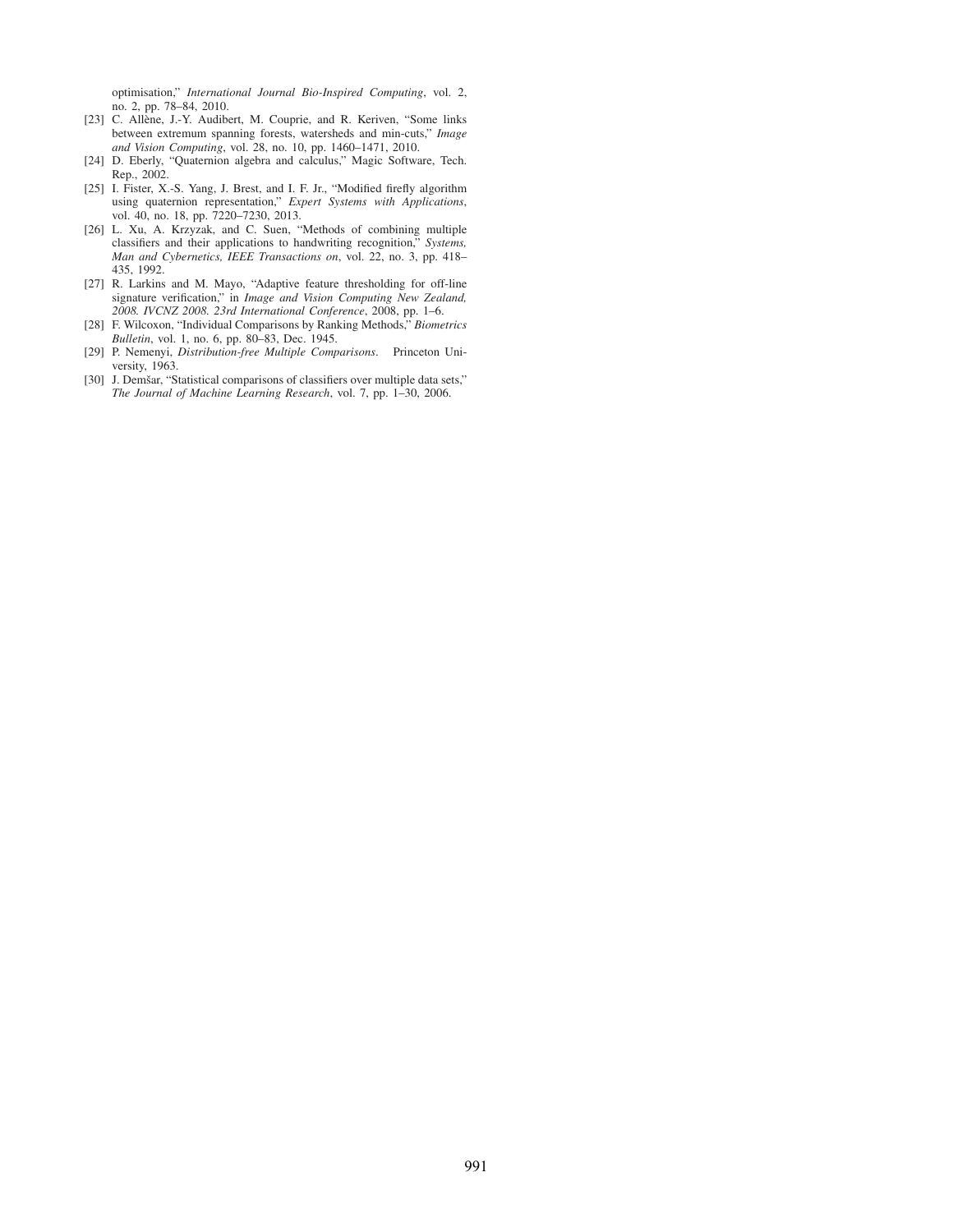optimisation," *International Journal Bio-Inspired Computing*, vol. 2, no. 2, pp. 78–84, 2010.

[23] C. Allène, J.-Y. Audibert, M. Couprie, and R. Keriven, "Some links between extremum spanning forests, watersheds and min-cuts," *Image and Vision Computing*, vol. 28, no. 10, pp. 1460–1471, 2010.

[24] D. Eberly, "Quaternion algebra and calculus," Magic Software, Tech. Rep., 2002.

[25] I. Fister, X.-S. Yang, J. Brest, and I. F. Jr., "Modified firefly algorithm using quaternion representation," *Expert Systems with Applications*, vol. 40, no. 18, pp. 7220–7230, 2013.

[26] L. Xu, A. Krzyzak, and C. Suen, "Methods of combining multiple classifiers and their applications to handwriting recognition," *Systems, Man and Cybernetics, IEEE Transactions on*, vol. 22, no. 3, pp. 418–435, 1992.

[27] R. Larkins and M. Mayo, "Adaptive feature thresholding for off-line signature verification," in *Image and Vision Computing New Zealand, 2008. IVCNZ 2008. 23rd International Conference*, 2008, pp. 1–6.

[28] F. Wilcoxon, "Individual Comparisons by Ranking Methods," *Biometrics Bulletin*, vol. 1, no. 6, pp. 80–83, Dec. 1945.

[29] P. Nemenyi, *Distribution-free Multiple Comparisons*. Princeton University, 1963.

[30] J. Demšar, "Statistical comparisons of classifiers over multiple data sets," *The Journal of Machine Learning Research*, vol. 7, pp. 1–30, 2006.